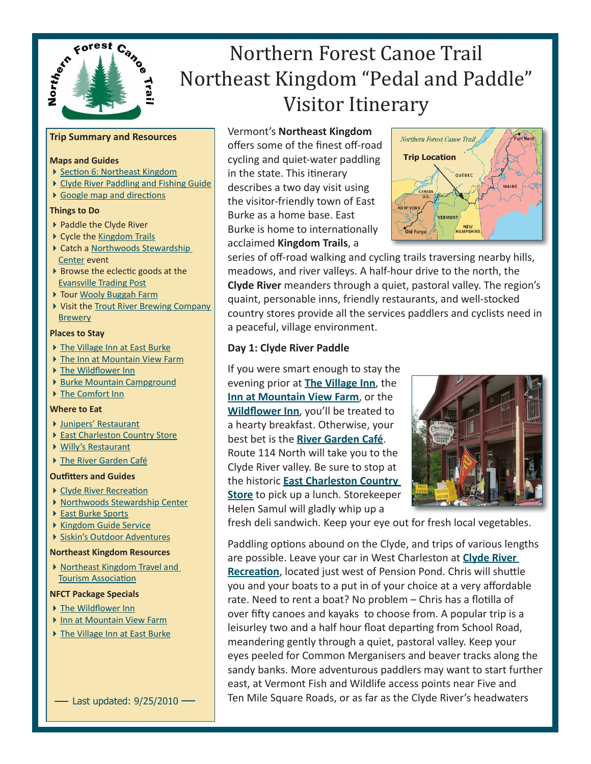# Northern Forest Canoe Trail Northeast Kingdom "Pedal and Paddle" Visitor Itinerary

**Trip Summary and Resources**

**Maps and Guides**

- Section 6: Northeast Kingdom
- Clyde River Paddling and Fishing Guide
- Google map and directions

**Things to Do**

- Paddle the Clyde River
- Cycle the Kingdom Trails
- Catch a Northwoods Stewardship Center event
- Browse the eclectic goods at the Evansville Trading Post
- Tour Wooly Buggah Farm
- Visit the Trout River Brewing Company Brewery

**Places to Stay**

- The Village Inn at East Burke
- The Inn at Mountain View Farm
- The Wildflower Inn
- Burke Mountain Campground
- The Comfort Inn

**Where to Eat**

- Junipers' Restaurant
- East Charleston Country Store
- Willy's Restaurant
- The River Garden Café

**Outfitters and Guides**

- Clyde River Recreation
- Northwoods Stewardship Center
- East Burke Sports
- Kingdom Guide Service
- Siskin's Outdoor Adventures

**Northeast Kingdom Resources**

- Northeast Kingdom Travel and Tourism Association

**NFCT Package Specials**

- The Wildflower Inn
- Inn at Mountain View Farm
- The Village Inn at East Burke

Last updated: 9/25/2010

Vermont's **Northeast Kingdom** offers some of the finest off-road cycling and quiet-water paddling in the state. This itinerary describes a two day visit using the visitor-friendly town of East Burke as a home base. East Burke is home to internationally acclaimed **Kingdom Trails**, a series of off-road walking and cycling trails traversing nearby hills, meadows, and river valleys. A half-hour drive to the north, the **Clyde River** meanders through a quiet, pastoral valley. The region's quaint, personable inns, friendly restaurants, and well-stocked country stores provide all the services paddlers and cyclists need in a peaceful, village environment.

**Day 1: Clyde River Paddle**

If you were smart enough to stay the evening prior at **The Village Inn**, the **Inn at Mountain View Farm**, or the **Wildflower Inn**, you'll be treated to a hearty breakfast. Otherwise, your best bet is the **River Garden Café**. Route 114 North will take you to the Clyde River valley. Be sure to stop at the historic **East Charleston Country Store** to pick up a lunch. Storekeeper Helen Samul will gladly whip up a fresh deli sandwich. Keep your eye out for fresh local vegetables.

Paddling options abound on the Clyde, and trips of various lengths are possible. Leave your car in West Charleston at **Clyde River Recreation**, located just west of Pension Pond. Chris will shuttle you and your boats to a put in of your choice at a very affordable rate. Need to rent a boat? No problem – Chris has a flotilla of over fifty canoes and kayaks to choose from. A popular trip is a leisurley two and a half hour float departing from School Road, meandering gently through a quiet, pastoral valley. Keep your eyes peeled for Common Merganisers and beaver tracks along the sandy banks. More adventurous paddlers may want to start further east, at Vermont Fish and Wildlife access points near Five and Ten Mile Square Roads, or as far as the Clyde River's headwaters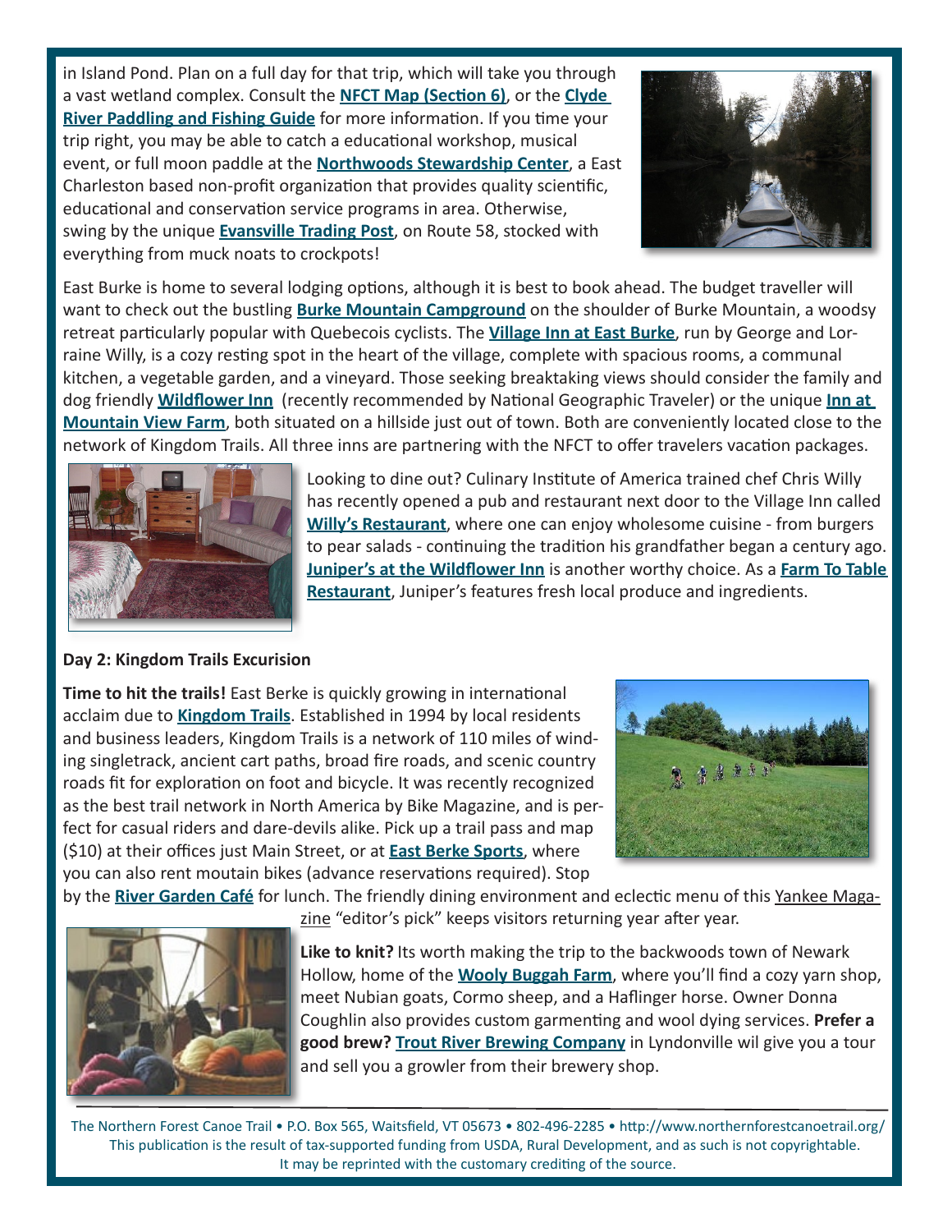in Island Pond. Plan on a full day for that trip, which will take you through a vast wetland complex. Consult the **NFCT Map (Section 6)**, or the **Clyde River Paddling and Fishing Guide** for more information. If you time your trip right, you may be able to catch a educational workshop, musical event, or full moon paddle at the **Northwoods Stewardship Center**, a East Charleston based non-profit organization that provides quality scientific, educational and conservation service programs in area. Otherwise, swing by the unique **Evansville Trading Post**, on Route 58, stocked with everything from muck noats to crockpots!

East Burke is home to several lodging options, although it is best to book ahead. The budget traveller will want to check out the bustling **Burke Mountain Campground** on the shoulder of Burke Mountain, a woodsy retreat particularly popular with Quebecois cyclists. The **Village Inn at East Burke**, run by George and Lorraine Willy, is a cozy resting spot in the heart of the village, complete with spacious rooms, a communal kitchen, a vegetable garden, and a vineyard. Those seeking breaktaking views should consider the family and dog friendly **Wildflower Inn** (recently recommended by National Geographic Traveler) or the unique **Inn at Mountain View Farm**, both situated on a hillside just out of town. Both are conveniently located close to the network of Kingdom Trails. All three inns are partnering with the NFCT to offer travelers vacation packages.

Looking to dine out? Culinary Institute of America trained chef Chris Willy has recently opened a pub and restaurant next door to the Village Inn called **Willy's Restaurant**, where one can enjoy wholesome cuisine - from burgers to pear salads - continuing the tradition his grandfather began a century ago. **Juniper's at the Wildflower Inn** is another worthy choice. As a **Farm To Table Restaurant**, Juniper's features fresh local produce and ingredients.

**Day 2: Kingdom Trails Excurision**

**Time to hit the trails!** East Berke is quickly growing in international acclaim due to **Kingdom Trails**. Established in 1994 by local residents and business leaders, Kingdom Trails is a network of 110 miles of winding singletrack, ancient cart paths, broad fire roads, and scenic country roads fit for exploration on foot and bicycle. It was recently recognized as the best trail network in North America by Bike Magazine, and is perfect for casual riders and dare-devils alike. Pick up a trail pass and map ($10) at their offices just Main Street, or at **East Berke Sports**, where you can also rent moutain bikes (advance reservations required). Stop by the **River Garden Café** for lunch. The friendly dining environment and eclectic menu of this Yankee Magazine "editor's pick" keeps visitors returning year after year.

**Like to knit?** Its worth making the trip to the backwoods town of Newark Hollow, home of the **Wooly Buggah Farm**, where you'll find a cozy yarn shop, meet Nubian goats, Cormo sheep, and a Haflinger horse. Owner Donna Coughlin also provides custom garmenting and wool dying services. **Prefer a good brew? Trout River Brewing Company** in Lyndonville wil give you a tour and sell you a growler from their brewery shop.

The Northern Forest Canoe Trail • P.O. Box 565, Waitsfield, VT 05673 • 802-496-2285 • http://www.northernforestcanoetrail.org/
This publication is the result of tax-supported funding from USDA, Rural Development, and as such is not copyrightable.
It may be reprinted with the customary crediting of the source.